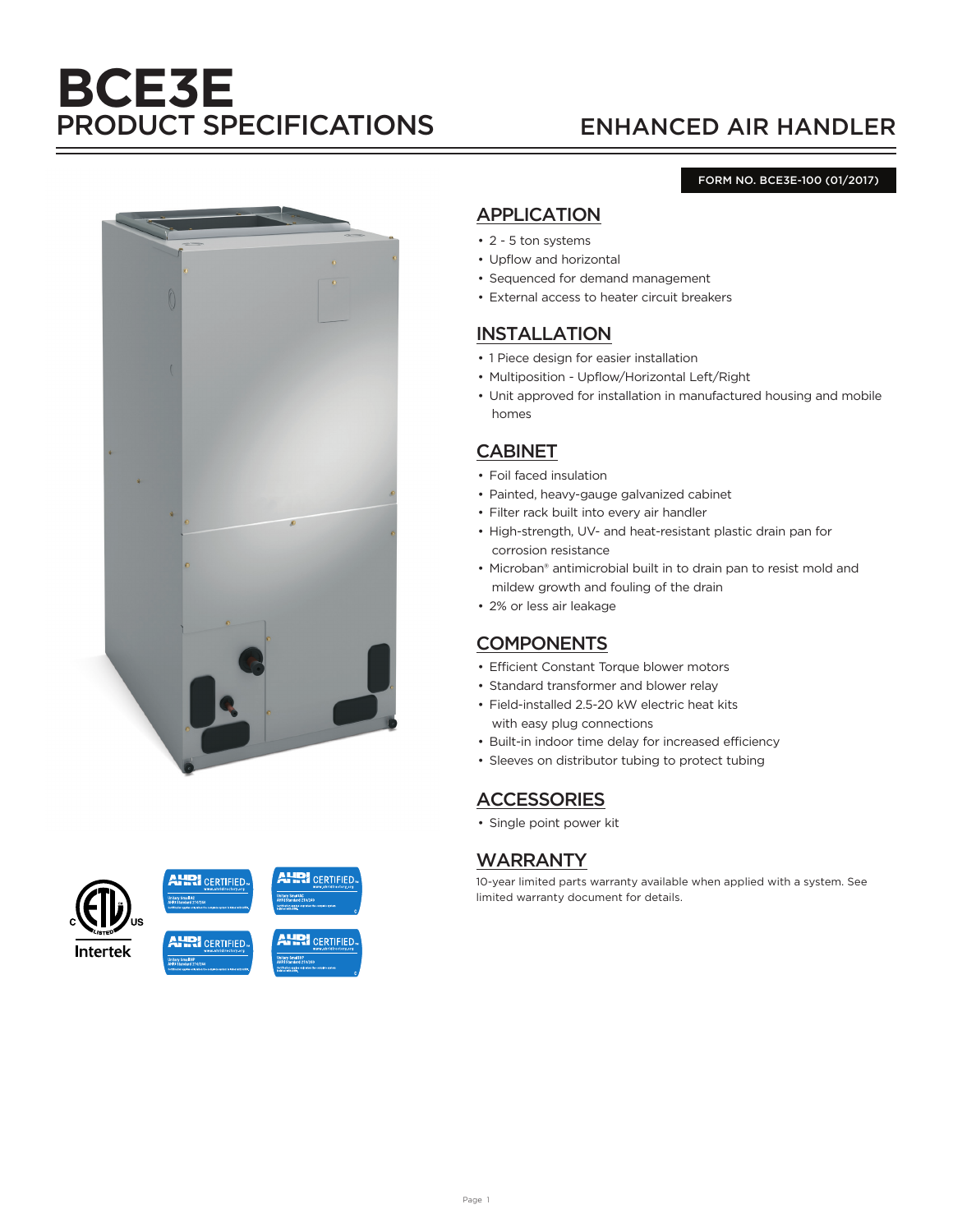# BCE3E
## PRODUCT SPECIFICATIONS

## ENHANCED AIR HANDLER

FORM NO. BCE3E-100 (01/2017)

## APPLICATION

- 2 - 5 ton systems
- Upflow and horizontal
- Sequenced for demand management
- External access to heater circuit breakers

## INSTALLATION

- 1 Piece design for easier installation
- Multiposition - Upflow/Horizontal Left/Right
- Unit approved for installation in manufactured housing and mobile homes

## CABINET

- Foil faced insulation
- Painted, heavy-gauge galvanized cabinet
- Filter rack built into every air handler
- High-strength, UV- and heat-resistant plastic drain pan for corrosion resistance
- Microban® antimicrobial built in to drain pan to resist mold and mildew growth and fouling of the drain
- 2% or less air leakage

## COMPONENTS

- Efficient Constant Torque blower motors
- Standard transformer and blower relay
- Field-installed 2.5-20 kW electric heat kits with easy plug connections
- Built-in indoor time delay for increased efficiency
- Sleeves on distributor tubing to protect tubing

## ACCESSORIES

- Single point power kit

## WARRANTY

10-year limited parts warranty available when applied with a system. See limited warranty document for details.

Intertek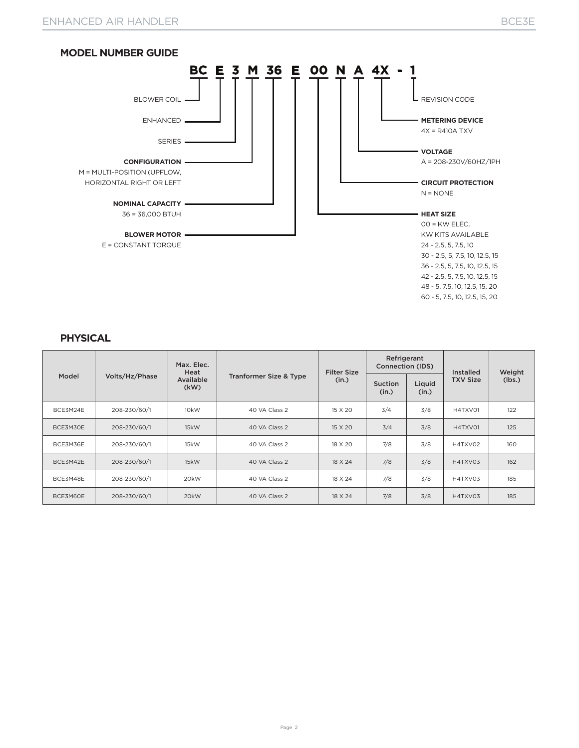## MODEL NUMBER GUIDE

**BC E 3 M 36 E 00 N A 4X - 1**

- BLOWER COIL
- ENHANCED
- SERIES
- **CONFIGURATION**
  M = MULTI-POSITION (UPFLOW, HORIZONTAL RIGHT OR LEFT
- **NOMINAL CAPACITY**
  36 = 36,000 BTUH
- **BLOWER MOTOR**
  E = CONSTANT TORQUE
- **HEAT SIZE**
  00 = KW ELEC.
  KW KITS AVAILABLE
  24 - 2.5, 5, 7.5, 10
  30 - 2.5, 5, 7.5, 10, 12.5, 15
  36 - 2.5, 5, 7.5, 10, 12.5, 15
  42 - 2.5, 5, 7.5, 10, 12.5, 15
  48 - 5, 7.5, 10, 12.5, 15, 20
  60 - 5, 7.5, 10, 12.5, 15, 20
- **CIRCUIT PROTECTION**
  N = NONE
- **VOLTAGE**
  A = 208-230V/60HZ/1PH
- **METERING DEVICE**
  4X = R410A TXV
- REVISION CODE

## PHYSICAL

| Model | Volts/Hz/Phase | Max. Elec. Heat Available (kW) | Tranformer Size & Type | Filter Size (in.) | Refrigerant Connection (IDS) | | Installed TXV Size | Weight (lbs.) |
|---|---|---|---|---|---|---|---|---|
| | | | | | Suction (in.) | Liquid (in.) | | |
| BCE3M24E | 208-230/60/1 | 10kW | 40 VA Class 2 | 15 X 20 | 3/4 | 3/8 | H4TXV01 | 122 |
| BCE3M30E | 208-230/60/1 | 15kW | 40 VA Class 2 | 15 X 20 | 3/4 | 3/8 | H4TXV01 | 125 |
| BCE3M36E | 208-230/60/1 | 15kW | 40 VA Class 2 | 18 X 20 | 7/8 | 3/8 | H4TXV02 | 160 |
| BCE3M42E | 208-230/60/1 | 15kW | 40 VA Class 2 | 18 X 24 | 7/8 | 3/8 | H4TXV03 | 162 |
| BCE3M48E | 208-230/60/1 | 20kW | 40 VA Class 2 | 18 X 24 | 7/8 | 3/8 | H4TXV03 | 185 |
| BCE3M60E | 208-230/60/1 | 20kW | 40 VA Class 2 | 18 X 24 | 7/8 | 3/8 | H4TXV03 | 185 |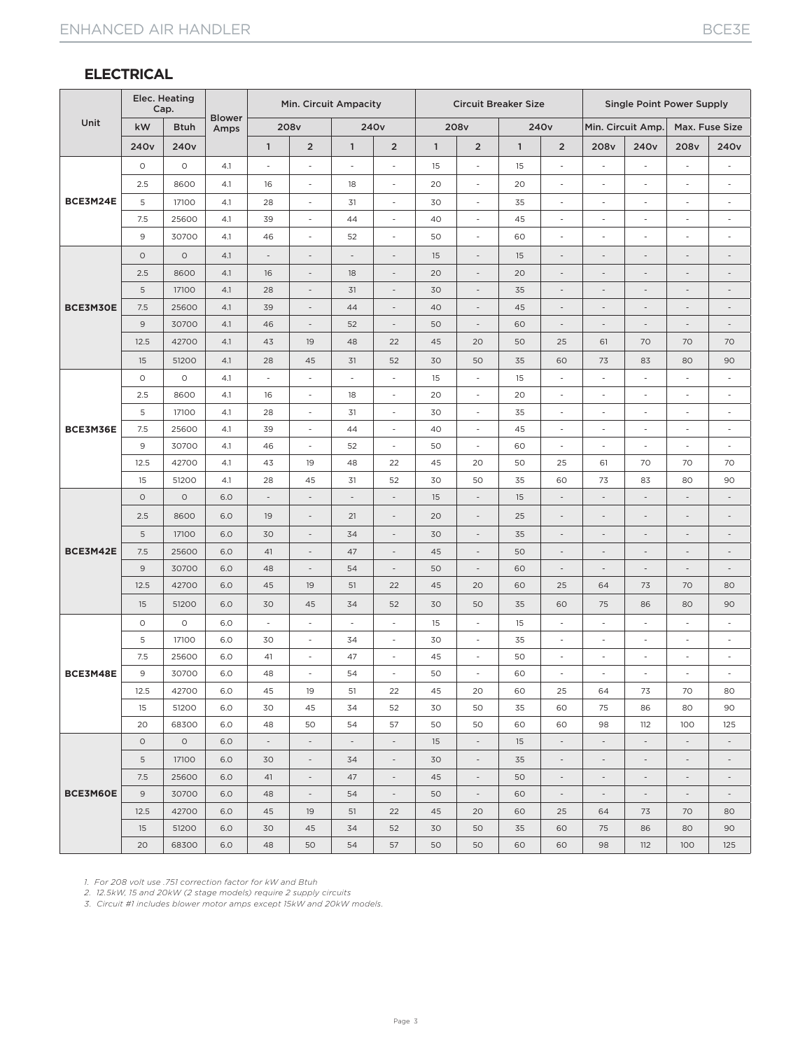## ELECTRICAL

| Unit | Elec. Heating Cap. | | Blower Amps | Min. Circuit Ampacity | | | | Circuit Breaker Size | | | | Single Point Power Supply | | | |
|---|---|---|---|---|---|---|---|---|---|---|---|---|---|---|---|
| | kW | Btuh | | 208v | | 240v | | 208v | | 240v | | Min. Circuit Amp. | | Max. Fuse Size | |
| | 240v | 240v | | 1 | 2 | 1 | 2 | 1 | 2 | 1 | 2 | 208v | 240v | 208v | 240v |
| BCE3M24E | 0 | 0 | 4.1 | - | - | - | - | 15 | - | 15 | - | - | - | - | - |
| | 2.5 | 8600 | 4.1 | 16 | - | 18 | - | 20 | - | 20 | - | - | - | - | - |
| | 5 | 17100 | 4.1 | 28 | - | 31 | - | 30 | - | 35 | - | - | - | - | - |
| | 7.5 | 25600 | 4.1 | 39 | - | 44 | - | 40 | - | 45 | - | - | - | - | - |
| | 9 | 30700 | 4.1 | 46 | - | 52 | - | 50 | - | 60 | - | - | - | - | - |
| BCE3M30E | 0 | 0 | 4.1 | - | - | - | - | 15 | - | 15 | - | - | - | - | - |
| | 2.5 | 8600 | 4.1 | 16 | - | 18 | - | 20 | - | 20 | - | - | - | - | - |
| | 5 | 17100 | 4.1 | 28 | - | 31 | - | 30 | - | 35 | - | - | - | - | - |
| | 7.5 | 25600 | 4.1 | 39 | - | 44 | - | 40 | - | 45 | - | - | - | - | - |
| | 9 | 30700 | 4.1 | 46 | - | 52 | - | 50 | - | 60 | - | - | - | - | - |
| | 12.5 | 42700 | 4.1 | 43 | 19 | 48 | 22 | 45 | 20 | 50 | 25 | 61 | 70 | 70 | 70 |
| | 15 | 51200 | 4.1 | 28 | 45 | 31 | 52 | 30 | 50 | 35 | 60 | 73 | 83 | 80 | 90 |
| BCE3M36E | 0 | 0 | 4.1 | - | - | - | - | 15 | - | 15 | - | - | - | - | - |
| | 2.5 | 8600 | 4.1 | 16 | - | 18 | - | 20 | - | 20 | - | - | - | - | - |
| | 5 | 17100 | 4.1 | 28 | - | 31 | - | 30 | - | 35 | - | - | - | - | - |
| | 7.5 | 25600 | 4.1 | 39 | - | 44 | - | 40 | - | 45 | - | - | - | - | - |
| | 9 | 30700 | 4.1 | 46 | - | 52 | - | 50 | - | 60 | - | - | - | - | - |
| | 12.5 | 42700 | 4.1 | 43 | 19 | 48 | 22 | 45 | 20 | 50 | 25 | 61 | 70 | 70 | 70 |
| | 15 | 51200 | 4.1 | 28 | 45 | 31 | 52 | 30 | 50 | 35 | 60 | 73 | 83 | 80 | 90 |
| BCE3M42E | 0 | 0 | 6.0 | - | - | - | - | 15 | - | 15 | - | - | - | - | - |
| | 2.5 | 8600 | 6.0 | 19 | - | 21 | - | 20 | - | 25 | - | - | - | - | - |
| | 5 | 17100 | 6.0 | 30 | - | 34 | - | 30 | - | 35 | - | - | - | - | - |
| | 7.5 | 25600 | 6.0 | 41 | - | 47 | - | 45 | - | 50 | - | - | - | - | - |
| | 9 | 30700 | 6.0 | 48 | - | 54 | - | 50 | - | 60 | - | - | - | - | - |
| | 12.5 | 42700 | 6.0 | 45 | 19 | 51 | 22 | 45 | 20 | 60 | 25 | 64 | 73 | 70 | 80 |
| | 15 | 51200 | 6.0 | 30 | 45 | 34 | 52 | 30 | 50 | 35 | 60 | 75 | 86 | 80 | 90 |
| BCE3M48E | 0 | 0 | 6.0 | - | - | - | - | 15 | - | 15 | - | - | - | - | - |
| | 5 | 17100 | 6.0 | 30 | - | 34 | - | 30 | - | 35 | - | - | - | - | - |
| | 7.5 | 25600 | 6.0 | 41 | - | 47 | - | 45 | - | 50 | - | - | - | - | - |
| | 9 | 30700 | 6.0 | 48 | - | 54 | - | 50 | - | 60 | - | - | - | - | - |
| | 12.5 | 42700 | 6.0 | 45 | 19 | 51 | 22 | 45 | 20 | 60 | 25 | 64 | 73 | 70 | 80 |
| | 15 | 51200 | 6.0 | 30 | 45 | 34 | 52 | 30 | 50 | 35 | 60 | 75 | 86 | 80 | 90 |
| | 20 | 68300 | 6.0 | 48 | 50 | 54 | 57 | 50 | 50 | 60 | 60 | 98 | 112 | 100 | 125 |
| BCE3M60E | 0 | 0 | 6.0 | - | - | - | - | 15 | - | 15 | - | - | - | - | - |
| | 5 | 17100 | 6.0 | 30 | - | 34 | - | 30 | - | 35 | - | - | - | - | - |
| | 7.5 | 25600 | 6.0 | 41 | - | 47 | - | 45 | - | 50 | - | - | - | - | - |
| | 9 | 30700 | 6.0 | 48 | - | 54 | - | 50 | - | 60 | - | - | - | - | - |
| | 12.5 | 42700 | 6.0 | 45 | 19 | 51 | 22 | 45 | 20 | 60 | 25 | 64 | 73 | 70 | 80 |
| | 15 | 51200 | 6.0 | 30 | 45 | 34 | 52 | 30 | 50 | 35 | 60 | 75 | 86 | 80 | 90 |
| | 20 | 68300 | 6.0 | 48 | 50 | 54 | 57 | 50 | 50 | 60 | 60 | 98 | 112 | 100 | 125 |

*1. For 208 volt use .751 correction factor for kW and Btuh*

*2. 12.5kW, 15 and 20kW (2 stage models) require 2 supply circuits*

*3. Circuit #1 includes blower motor amps except 15kW and 20kW models.*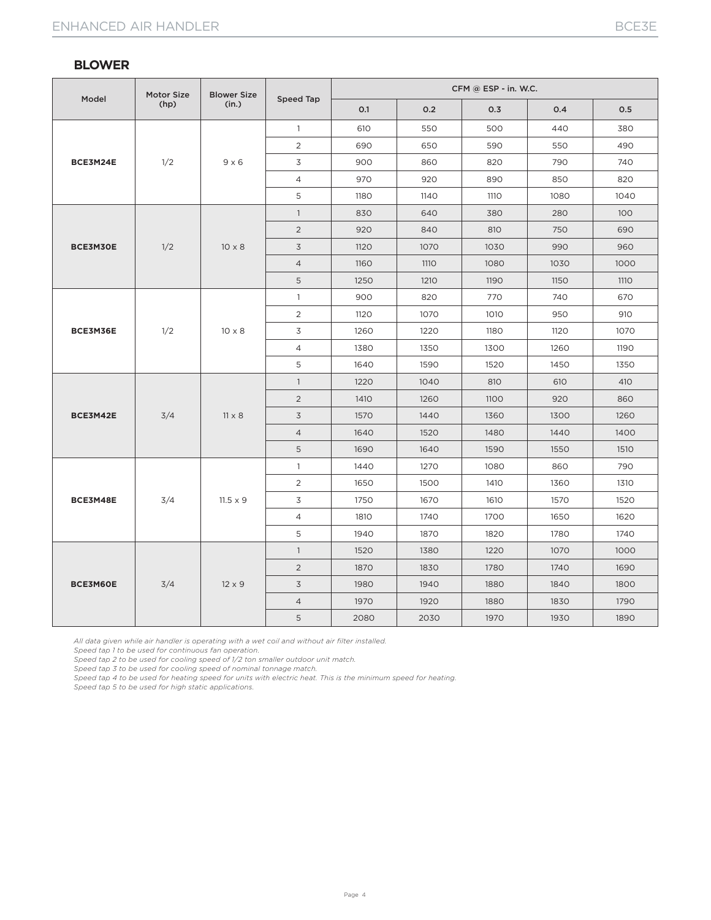## BLOWER

| Model | Motor Size (hp) | Blower Size (in.) | Speed Tap | CFM @ ESP - in. W.C. | | | | |
|---|---|---|---|---|---|---|---|---|
| | | | | 0.1 | 0.2 | 0.3 | 0.4 | 0.5 |
| **BCE3M24E** | 1/2 | 9 x 6 | 1 | 610 | 550 | 500 | 440 | 380 |
| | | | 2 | 690 | 650 | 590 | 550 | 490 |
| | | | 3 | 900 | 860 | 820 | 790 | 740 |
| | | | 4 | 970 | 920 | 890 | 850 | 820 |
| | | | 5 | 1180 | 1140 | 1110 | 1080 | 1040 |
| **BCE3M30E** | 1/2 | 10 x 8 | 1 | 830 | 640 | 380 | 280 | 100 |
| | | | 2 | 920 | 840 | 810 | 750 | 690 |
| | | | 3 | 1120 | 1070 | 1030 | 990 | 960 |
| | | | 4 | 1160 | 1110 | 1080 | 1030 | 1000 |
| | | | 5 | 1250 | 1210 | 1190 | 1150 | 1110 |
| **BCE3M36E** | 1/2 | 10 x 8 | 1 | 900 | 820 | 770 | 740 | 670 |
| | | | 2 | 1120 | 1070 | 1010 | 950 | 910 |
| | | | 3 | 1260 | 1220 | 1180 | 1120 | 1070 |
| | | | 4 | 1380 | 1350 | 1300 | 1260 | 1190 |
| | | | 5 | 1640 | 1590 | 1520 | 1450 | 1350 |
| **BCE3M42E** | 3/4 | 11 x 8 | 1 | 1220 | 1040 | 810 | 610 | 410 |
| | | | 2 | 1410 | 1260 | 1100 | 920 | 860 |
| | | | 3 | 1570 | 1440 | 1360 | 1300 | 1260 |
| | | | 4 | 1640 | 1520 | 1480 | 1440 | 1400 |
| | | | 5 | 1690 | 1640 | 1590 | 1550 | 1510 |
| **BCE3M48E** | 3/4 | 11.5 x 9 | 1 | 1440 | 1270 | 1080 | 860 | 790 |
| | | | 2 | 1650 | 1500 | 1410 | 1360 | 1310 |
| | | | 3 | 1750 | 1670 | 1610 | 1570 | 1520 |
| | | | 4 | 1810 | 1740 | 1700 | 1650 | 1620 |
| | | | 5 | 1940 | 1870 | 1820 | 1780 | 1740 |
| **BCE3M60E** | 3/4 | 12 x 9 | 1 | 1520 | 1380 | 1220 | 1070 | 1000 |
| | | | 2 | 1870 | 1830 | 1780 | 1740 | 1690 |
| | | | 3 | 1980 | 1940 | 1880 | 1840 | 1800 |
| | | | 4 | 1970 | 1920 | 1880 | 1830 | 1790 |
| | | | 5 | 2080 | 2030 | 1970 | 1930 | 1890 |

*All data given while air handler is operating with a wet coil and without air filter installed.*
*Speed tap 1 to be used for continuous fan operation.*
*Speed tap 2 to be used for cooling speed of 1/2 ton smaller outdoor unit match.*
*Speed tap 3 to be used for cooling speed of nominal tonnage match.*
*Speed tap 4 to be used for heating speed for units with electric heat. This is the minimum speed for heating.*
*Speed tap 5 to be used for high static applications.*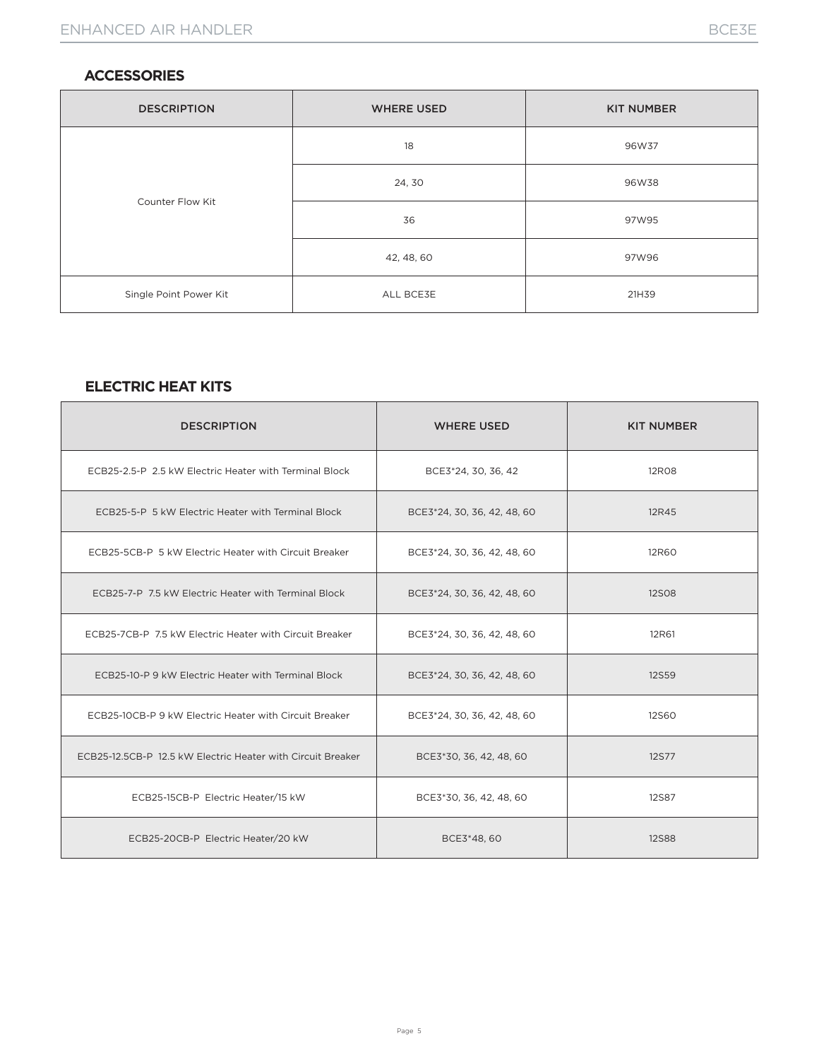## ACCESSORIES

| DESCRIPTION | WHERE USED | KIT NUMBER |
|---|---|---|
| Counter Flow Kit | 18 | 96W37 |
| | 24, 30 | 96W38 |
| | 36 | 97W95 |
| | 42, 48, 60 | 97W96 |
| Single Point Power Kit | ALL BCE3E | 21H39 |

## ELECTRIC HEAT KITS

| DESCRIPTION | WHERE USED | KIT NUMBER |
|---|---|---|
| ECB25-2.5-P 2.5 kW Electric Heater with Terminal Block | BCE3*24, 30, 36, 42 | 12R08 |
| ECB25-5-P 5 kW Electric Heater with Terminal Block | BCE3*24, 30, 36, 42, 48, 60 | 12R45 |
| ECB25-5CB-P 5 kW Electric Heater with Circuit Breaker | BCE3*24, 30, 36, 42, 48, 60 | 12R60 |
| ECB25-7-P 7.5 kW Electric Heater with Terminal Block | BCE3*24, 30, 36, 42, 48, 60 | 12S08 |
| ECB25-7CB-P 7.5 kW Electric Heater with Circuit Breaker | BCE3*24, 30, 36, 42, 48, 60 | 12R61 |
| ECB25-10-P 9 kW Electric Heater with Terminal Block | BCE3*24, 30, 36, 42, 48, 60 | 12S59 |
| ECB25-10CB-P 9 kW Electric Heater with Circuit Breaker | BCE3*24, 30, 36, 42, 48, 60 | 12S60 |
| ECB25-12.5CB-P 12.5 kW Electric Heater with Circuit Breaker | BCE3*30, 36, 42, 48, 60 | 12S77 |
| ECB25-15CB-P Electric Heater/15 kW | BCE3*30, 36, 42, 48, 60 | 12S87 |
| ECB25-20CB-P Electric Heater/20 kW | BCE3*48, 60 | 12S88 |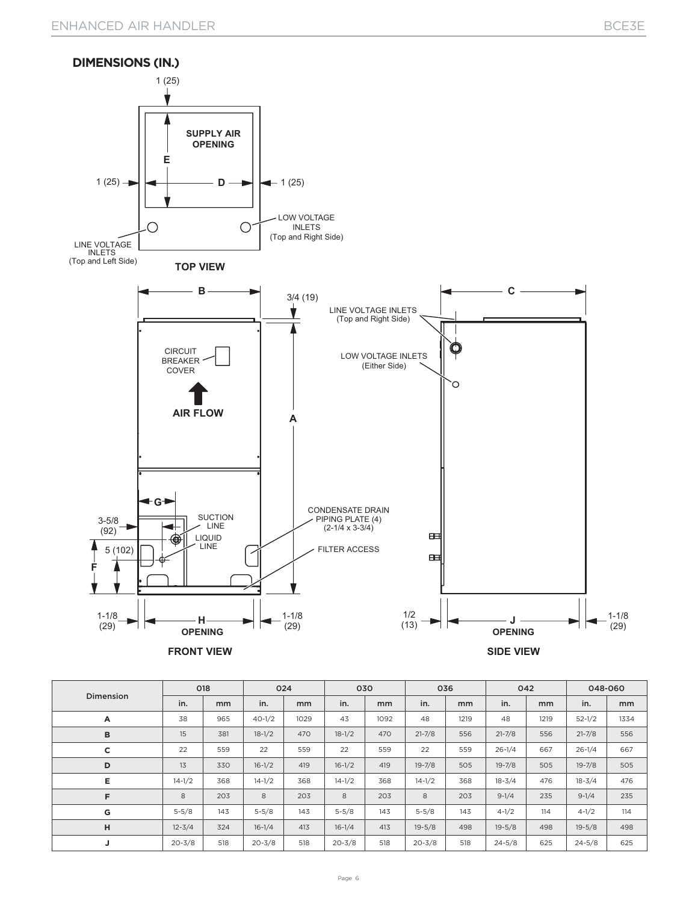## DIMENSIONS (IN.)

TOP VIEW

SUPPLY AIR OPENING

LINE VOLTAGE INLETS (Top and Left Side)

LOW VOLTAGE INLETS (Top and Right Side)

FRONT VIEW

CIRCUIT BREAKER COVER

AIR FLOW

SUCTION LINE

LIQUID LINE

CONDENSATE DRAIN PIPING PLATE (4) (2-1/4 x 3-3/4)

FILTER ACCESS

SIDE VIEW

LINE VOLTAGE INLETS (Top and Right Side)

LOW VOLTAGE INLETS (Either Side)

| Dimension | 018 | | 024 | | 030 | | 036 | | 042 | | 048-060 | |
|---|---|---|---|---|---|---|---|---|---|---|---|---|
| | in. | mm | in. | mm | in. | mm | in. | mm | in. | mm | in. | mm |
| A | 38 | 965 | 40-1/2 | 1029 | 43 | 1092 | 48 | 1219 | 48 | 1219 | 52-1/2 | 1334 |
| B | 15 | 381 | 18-1/2 | 470 | 18-1/2 | 470 | 21-7/8 | 556 | 21-7/8 | 556 | 21-7/8 | 556 |
| C | 22 | 559 | 22 | 559 | 22 | 559 | 22 | 559 | 26-1/4 | 667 | 26-1/4 | 667 |
| D | 13 | 330 | 16-1/2 | 419 | 16-1/2 | 419 | 19-7/8 | 505 | 19-7/8 | 505 | 19-7/8 | 505 |
| E | 14-1/2 | 368 | 14-1/2 | 368 | 14-1/2 | 368 | 14-1/2 | 368 | 18-3/4 | 476 | 18-3/4 | 476 |
| F | 8 | 203 | 8 | 203 | 8 | 203 | 8 | 203 | 9-1/4 | 235 | 9-1/4 | 235 |
| G | 5-5/8 | 143 | 5-5/8 | 143 | 5-5/8 | 143 | 5-5/8 | 143 | 4-1/2 | 114 | 4-1/2 | 114 |
| H | 12-3/4 | 324 | 16-1/4 | 413 | 16-1/4 | 413 | 19-5/8 | 498 | 19-5/8 | 498 | 19-5/8 | 498 |
| J | 20-3/8 | 518 | 20-3/8 | 518 | 20-3/8 | 518 | 20-3/8 | 518 | 24-5/8 | 625 | 24-5/8 | 625 |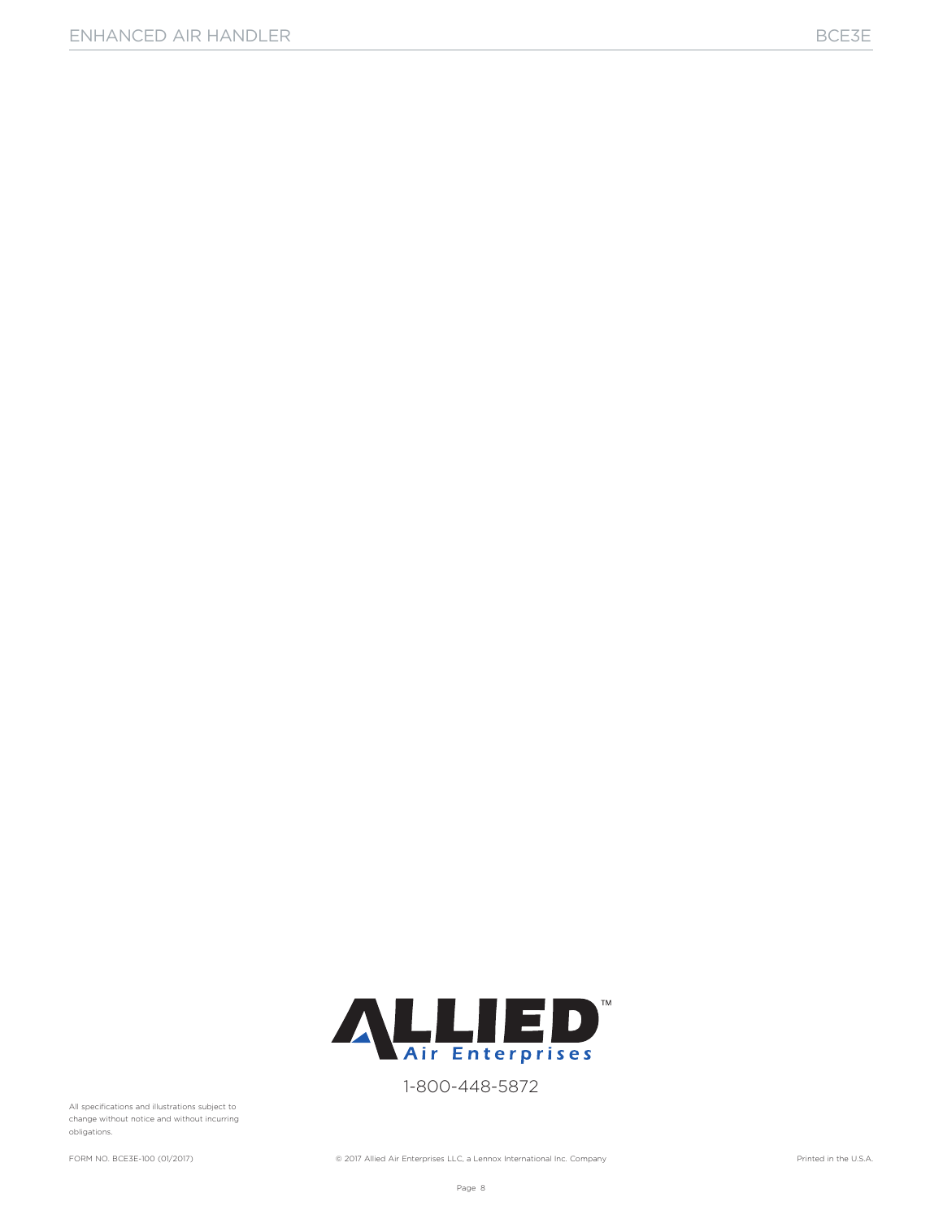ALLIED™
Air Enterprises

1-800-448-5872

All specifications and illustrations subject to change without notice and without incurring obligations.

FORM NO. BCE3E-100 (01/2017)

© 2017 Allied Air Enterprises LLC, a Lennox International Inc. Company

Printed in the U.S.A.